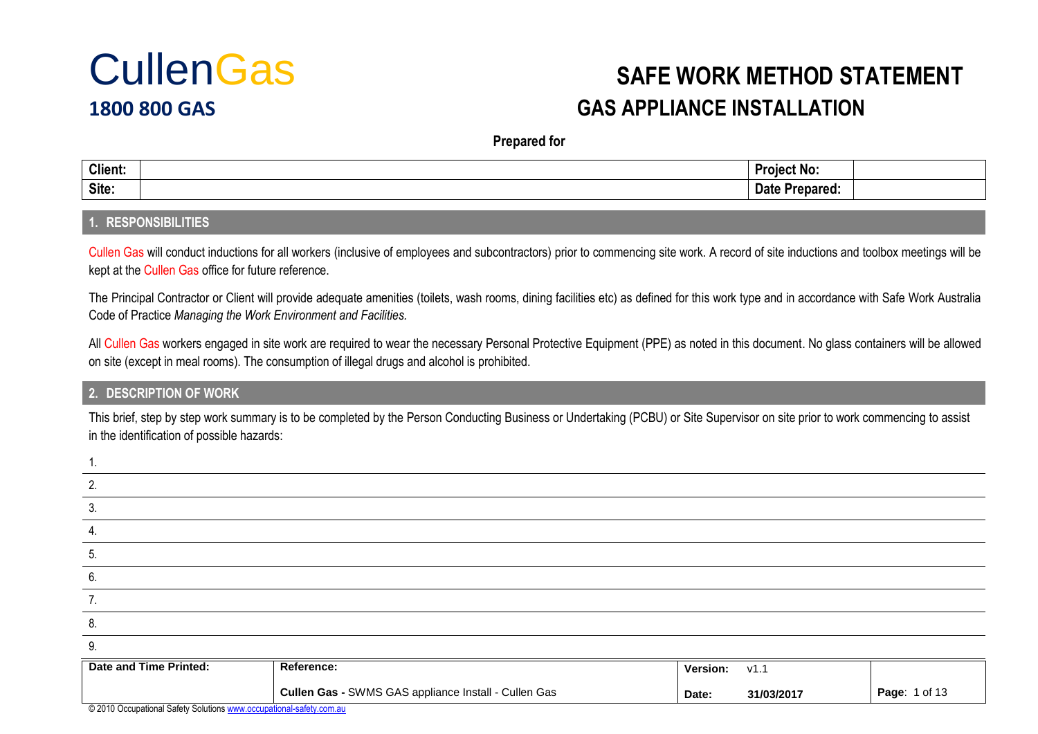# CullenGas

**1800 800 GAS**

# SAFE WORK METHOD STATEMENT

## GAS APPLIANCE INSTALLATION

**Prepared for**

| **Client:** | | **Project No:** | |
|---|---|---|---|
| **Site:** | | **Date Prepared:** | |

## 1. RESPONSIBILITIES

Cullen Gas will conduct inductions for all workers (inclusive of employees and subcontractors) prior to commencing site work. A record of site inductions and toolbox meetings will be kept at the Cullen Gas office for future reference.

The Principal Contractor or Client will provide adequate amenities (toilets, wash rooms, dining facilities etc) as defined for this work type and in accordance with Safe Work Australia Code of Practice *Managing the Work Environment and Facilities.*

All Cullen Gas workers engaged in site work are required to wear the necessary Personal Protective Equipment (PPE) as noted in this document. No glass containers will be allowed on site (except in meal rooms). The consumption of illegal drugs and alcohol is prohibited.

## 2. DESCRIPTION OF WORK

This brief, step by step work summary is to be completed by the Person Conducting Business or Undertaking (PCBU) or Site Supervisor on site prior to work commencing to assist in the identification of possible hazards:

1.
2.
3.
4.
5.
6.
7.
8.
9.

| **Date and Time Printed:** | **Reference:** | **Version:** | v1.1 |
|---|---|---|---|
| | **Cullen Gas -** SWMS GAS appliance Install - Cullen Gas | **Date:** | **31/03/2017** |

© 2010 Occupational Safety Solutions www.occupational-safety.com.au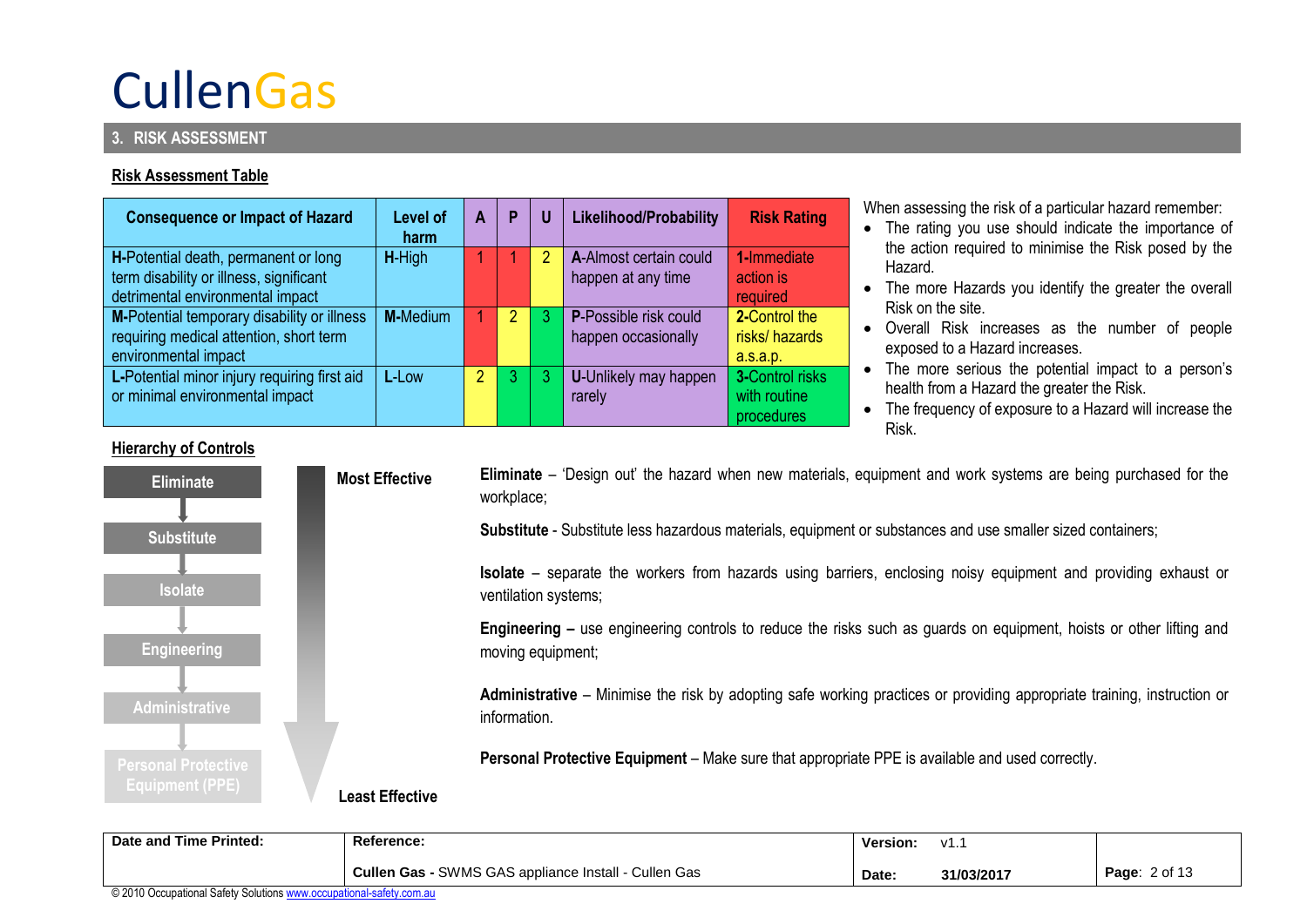# CullenGas

## 3. RISK ASSESSMENT

**Risk Assessment Table**

| Consequence or Impact of Hazard | Level of harm | A | P | U | Likelihood/Probability | Risk Rating |
|---|---|---|---|---|---|---|
| **H-**Potential death, permanent or long term disability or illness, significant detrimental environmental impact | **H**-High | 1 | 1 | 2 | **A**-Almost certain could happen at any time | **1-**Immediate action is required |
| **M-**Potential temporary disability or illness requiring medical attention, short term environmental impact | **M-**Medium | 1 | 2 | 3 | **P**-Possible risk could happen occasionally | **2-**Control the risks/ hazards a.s.a.p. |
| **L-**Potential minor injury requiring first aid or minimal environmental impact | **L**-Low | 2 | 3 | 3 | **U**-Unlikely may happen rarely | **3-**Control risks with routine procedures |

When assessing the risk of a particular hazard remember:

- The rating you use should indicate the importance of the action required to minimise the Risk posed by the Hazard.
- The more Hazards you identify the greater the overall Risk on the site.
- Overall Risk increases as the number of people exposed to a Hazard increases.
- The more serious the potential impact to a person's health from a Hazard the greater the Risk.
- The frequency of exposure to a Hazard will increase the Risk.

**Hierarchy of Controls**

Eliminate → Substitute → Isolate → Engineering → Administrative → Personal Protective Equipment (PPE)

Most Effective → Least Effective

**Eliminate** – 'Design out' the hazard when new materials, equipment and work systems are being purchased for the workplace;

**Substitute** - Substitute less hazardous materials, equipment or substances and use smaller sized containers;

**Isolate** – separate the workers from hazards using barriers, enclosing noisy equipment and providing exhaust or ventilation systems;

**Engineering –** use engineering controls to reduce the risks such as guards on equipment, hoists or other lifting and moving equipment;

**Administrative** – Minimise the risk by adopting safe working practices or providing appropriate training, instruction or information.

**Personal Protective Equipment** – Make sure that appropriate PPE is available and used correctly.

| Date and Time Printed: | Reference: | Version: v1.1 | |
|---|---|---|---|
| | **Cullen Gas -** SWMS GAS appliance Install - Cullen Gas | **Date:** **31/03/2017** | |

© 2010 Occupational Safety Solutions www.occupational-safety.com.au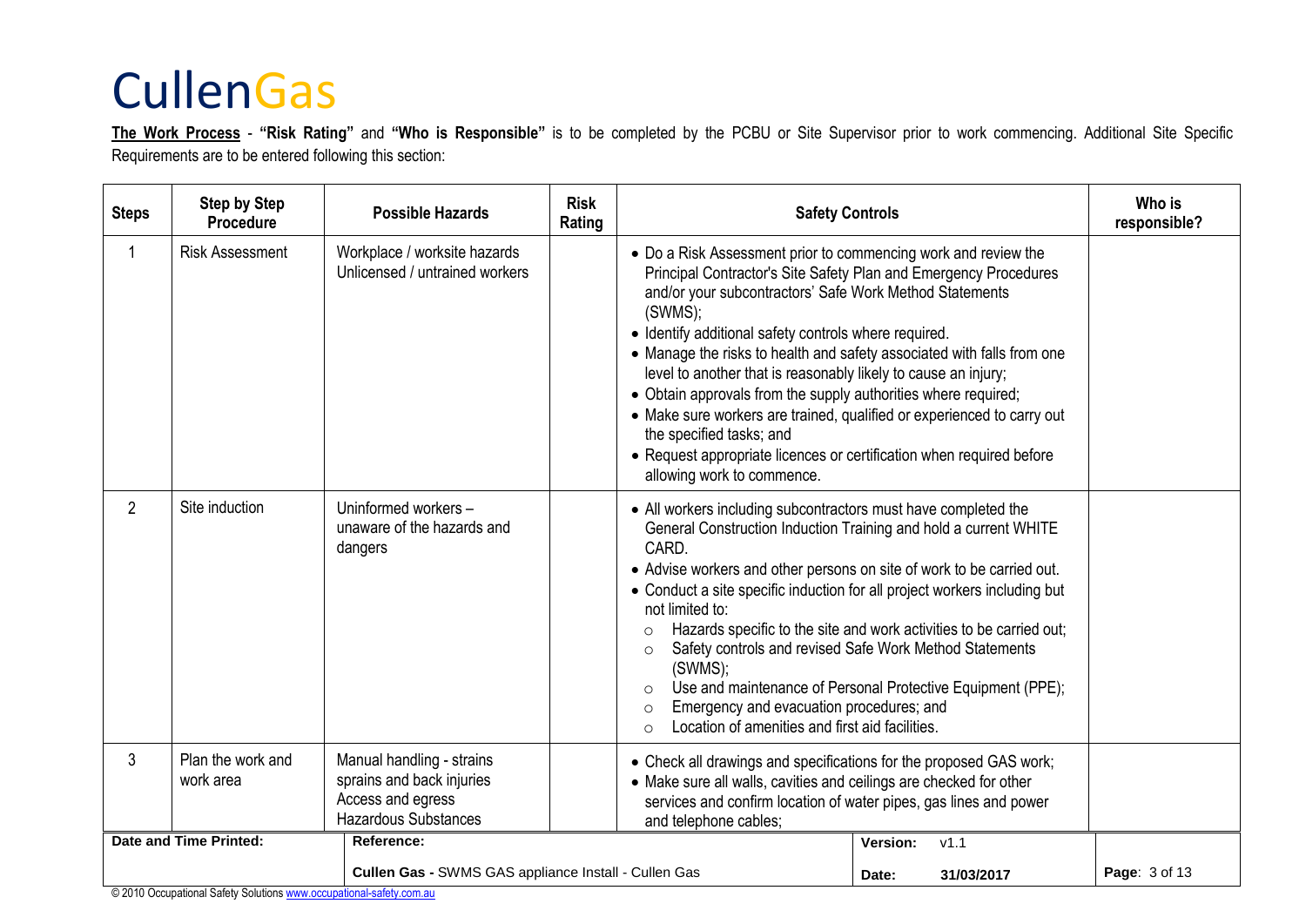# CullenGas

**The Work Process** - **"Risk Rating"** and **"Who is Responsible"** is to be completed by the PCBU or Site Supervisor prior to work commencing. Additional Site Specific Requirements are to be entered following this section:

| Steps | Step by Step Procedure | Possible Hazards | Risk Rating | Safety Controls | Who is responsible? |
|---|---|---|---|---|---|
| 1 | Risk Assessment | Workplace / worksite hazards<br>Unlicensed / untrained workers | | • Do a Risk Assessment prior to commencing work and review the Principal Contractor's Site Safety Plan and Emergency Procedures and/or your subcontractors' Safe Work Method Statements (SWMS);<br>• Identify additional safety controls where required.<br>• Manage the risks to health and safety associated with falls from one level to another that is reasonably likely to cause an injury;<br>• Obtain approvals from the supply authorities where required;<br>• Make sure workers are trained, qualified or experienced to carry out the specified tasks; and<br>• Request appropriate licences or certification when required before allowing work to commence. | |
| 2 | Site induction | Uninformed workers – unaware of the hazards and dangers | | • All workers including subcontractors must have completed the General Construction Induction Training and hold a current WHITE CARD.<br>• Advise workers and other persons on site of work to be carried out.<br>• Conduct a site specific induction for all project workers including but not limited to:<br>○ Hazards specific to the site and work activities to be carried out;<br>○ Safety controls and revised Safe Work Method Statements (SWMS);<br>○ Use and maintenance of Personal Protective Equipment (PPE);<br>○ Emergency and evacuation procedures; and<br>○ Location of amenities and first aid facilities. | |
| 3 | Plan the work and work area | Manual handling - strains sprains and back injuries<br>Access and egress<br>Hazardous Substances | | • Check all drawings and specifications for the proposed GAS work;<br>• Make sure all walls, cavities and ceilings are checked for other services and confirm location of water pipes, gas lines and power and telephone cables; | |

| Date and Time Printed: | Reference: | Version: v1.1 | |
|---|---|---|---|
| | **Cullen Gas -** SWMS GAS appliance Install - Cullen Gas | Date: 31/03/2017 | |

© 2010 Occupational Safety Solutions www.occupational-safety.com.au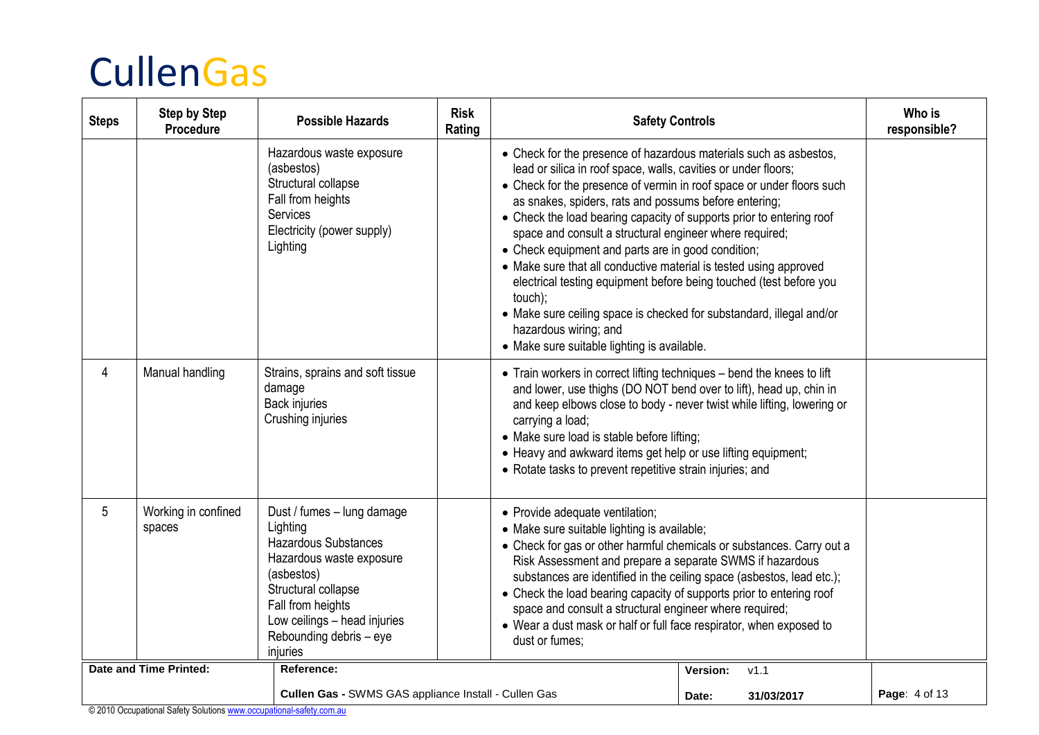# CullenGas

| Steps | Step by Step Procedure | Possible Hazards | Risk Rating | Safety Controls | Who is responsible? |
|---|---|---|---|---|---|
| | | Hazardous waste exposure (asbestos)<br>Structural collapse<br>Fall from heights<br>Services<br>Electricity (power supply)<br>Lighting | | • Check for the presence of hazardous materials such as asbestos, lead or silica in roof space, walls, cavities or under floors;<br>• Check for the presence of vermin in roof space or under floors such as snakes, spiders, rats and possums before entering;<br>• Check the load bearing capacity of supports prior to entering roof space and consult a structural engineer where required;<br>• Check equipment and parts are in good condition;<br>• Make sure that all conductive material is tested using approved electrical testing equipment before being touched (test before you touch);<br>• Make sure ceiling space is checked for substandard, illegal and/or hazardous wiring; and<br>• Make sure suitable lighting is available. | |
| 4 | Manual handling | Strains, sprains and soft tissue damage<br>Back injuries<br>Crushing injuries | | • Train workers in correct lifting techniques – bend the knees to lift and lower, use thighs (DO NOT bend over to lift), head up, chin in and keep elbows close to body - never twist while lifting, lowering or carrying a load;<br>• Make sure load is stable before lifting;<br>• Heavy and awkward items get help or use lifting equipment;<br>• Rotate tasks to prevent repetitive strain injuries; and | |
| 5 | Working in confined spaces | Dust / fumes – lung damage<br>Lighting<br>Hazardous Substances<br>Hazardous waste exposure (asbestos)<br>Structural collapse<br>Fall from heights<br>Low ceilings – head injuries<br>Rebounding debris – eye injuries | | • Provide adequate ventilation;<br>• Make sure suitable lighting is available;<br>• Check for gas or other harmful chemicals or substances. Carry out a Risk Assessment and prepare a separate SWMS if hazardous substances are identified in the ceiling space (asbestos, lead etc.);<br>• Check the load bearing capacity of supports prior to entering roof space and consult a structural engineer where required;<br>• Wear a dust mask or half or full face respirator, when exposed to dust or fumes; | |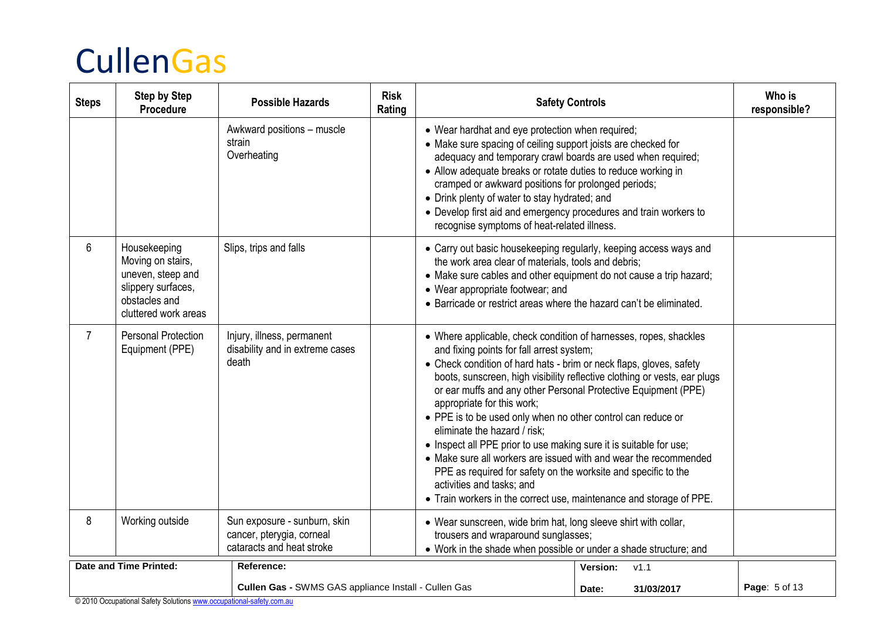# CullenGas

| Steps | Step by Step Procedure | Possible Hazards | Risk Rating | Safety Controls | Who is responsible? |
|---|---|---|---|---|---|
| | | Awkward positions – muscle strain<br>Overheating | | • Wear hardhat and eye protection when required;<br>• Make sure spacing of ceiling support joists are checked for adequacy and temporary crawl boards are used when required;<br>• Allow adequate breaks or rotate duties to reduce working in cramped or awkward positions for prolonged periods;<br>• Drink plenty of water to stay hydrated; and<br>• Develop first aid and emergency procedures and train workers to recognise symptoms of heat-related illness. | |
| 6 | Housekeeping<br>Moving on stairs, uneven, steep and slippery surfaces, obstacles and cluttered work areas | Slips, trips and falls | | • Carry out basic housekeeping regularly, keeping access ways and the work area clear of materials, tools and debris;<br>• Make sure cables and other equipment do not cause a trip hazard;<br>• Wear appropriate footwear; and<br>• Barricade or restrict areas where the hazard can't be eliminated. | |
| 7 | Personal Protection Equipment (PPE) | Injury, illness, permanent disability and in extreme cases death | | • Where applicable, check condition of harnesses, ropes, shackles and fixing points for fall arrest system;<br>• Check condition of hard hats - brim or neck flaps, gloves, safety boots, sunscreen, high visibility reflective clothing or vests, ear plugs or ear muffs and any other Personal Protective Equipment (PPE) appropriate for this work;<br>• PPE is to be used only when no other control can reduce or eliminate the hazard / risk;<br>• Inspect all PPE prior to use making sure it is suitable for use;<br>• Make sure all workers are issued with and wear the recommended PPE as required for safety on the worksite and specific to the activities and tasks; and<br>• Train workers in the correct use, maintenance and storage of PPE. | |
| 8 | Working outside | Sun exposure - sunburn, skin cancer, pterygia, corneal cataracts and heat stroke | | • Wear sunscreen, wide brim hat, long sleeve shirt with collar, trousers and wraparound sunglasses;<br>• Work in the shade when possible or under a shade structure; and | |

| Date and Time Printed: | Reference: | Version: v1.1 | |
|---|---|---|---|
| | **Cullen Gas -** SWMS GAS appliance Install - Cullen Gas | Date: 31/03/2017 | |

© 2010 Occupational Safety Solutions www.occupational-safety.com.au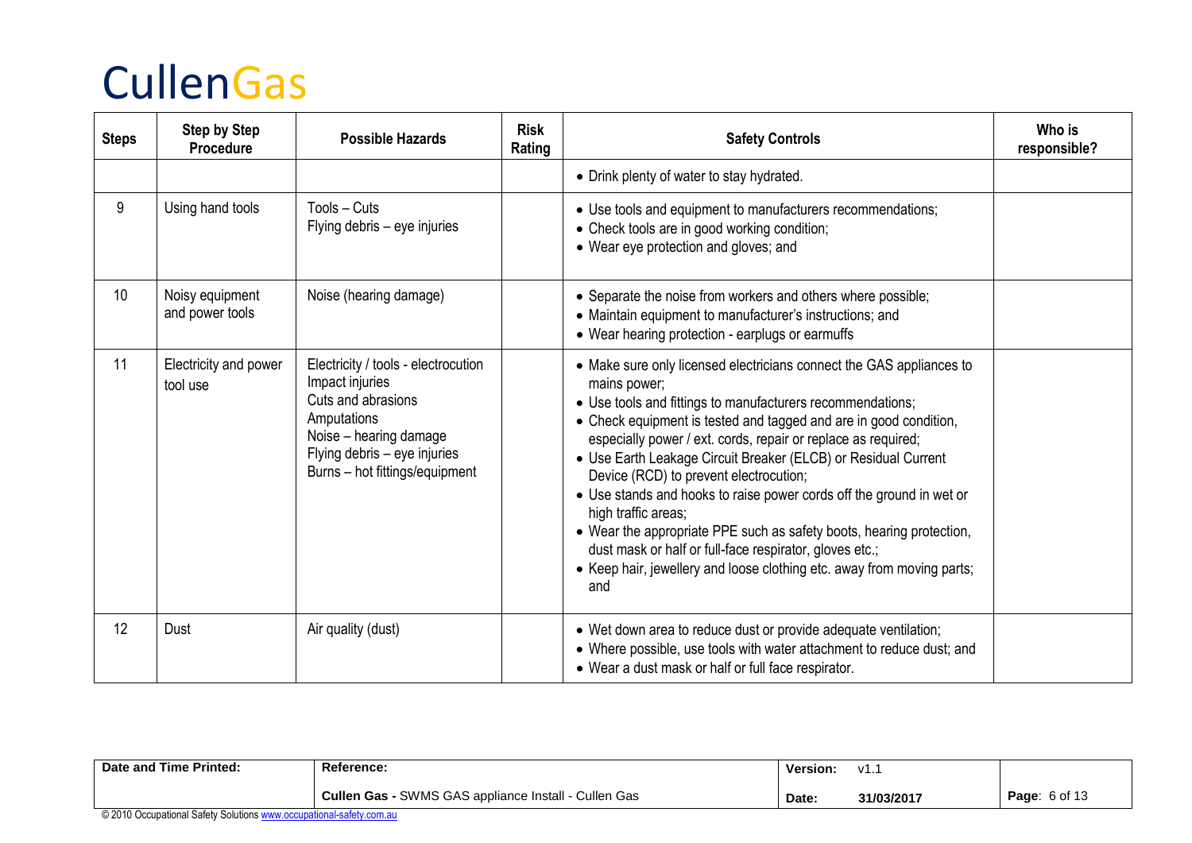# CullenGas

| Steps | Step by Step Procedure | Possible Hazards | Risk Rating | Safety Controls | Who is responsible? |
|---|---|---|---|---|---|
| | | | | • Drink plenty of water to stay hydrated. | |
| 9 | Using hand tools | Tools – Cuts<br>Flying debris – eye injuries | | • Use tools and equipment to manufacturers recommendations;<br>• Check tools are in good working condition;<br>• Wear eye protection and gloves; and | |
| 10 | Noisy equipment and power tools | Noise (hearing damage) | | • Separate the noise from workers and others where possible;<br>• Maintain equipment to manufacturer's instructions; and<br>• Wear hearing protection - earplugs or earmuffs | |
| 11 | Electricity and power tool use | Electricity / tools - electrocution<br>Impact injuries<br>Cuts and abrasions<br>Amputations<br>Noise – hearing damage<br>Flying debris – eye injuries<br>Burns – hot fittings/equipment | | • Make sure only licensed electricians connect the GAS appliances to mains power;<br>• Use tools and fittings to manufacturers recommendations;<br>• Check equipment is tested and tagged and are in good condition, especially power / ext. cords, repair or replace as required;<br>• Use Earth Leakage Circuit Breaker (ELCB) or Residual Current Device (RCD) to prevent electrocution;<br>• Use stands and hooks to raise power cords off the ground in wet or high traffic areas;<br>• Wear the appropriate PPE such as safety boots, hearing protection, dust mask or half or full-face respirator, gloves etc.;<br>• Keep hair, jewellery and loose clothing etc. away from moving parts; and | |
| 12 | Dust | Air quality (dust) | | • Wet down area to reduce dust or provide adequate ventilation;<br>• Where possible, use tools with water attachment to reduce dust; and<br>• Wear a dust mask or half or full face respirator. | |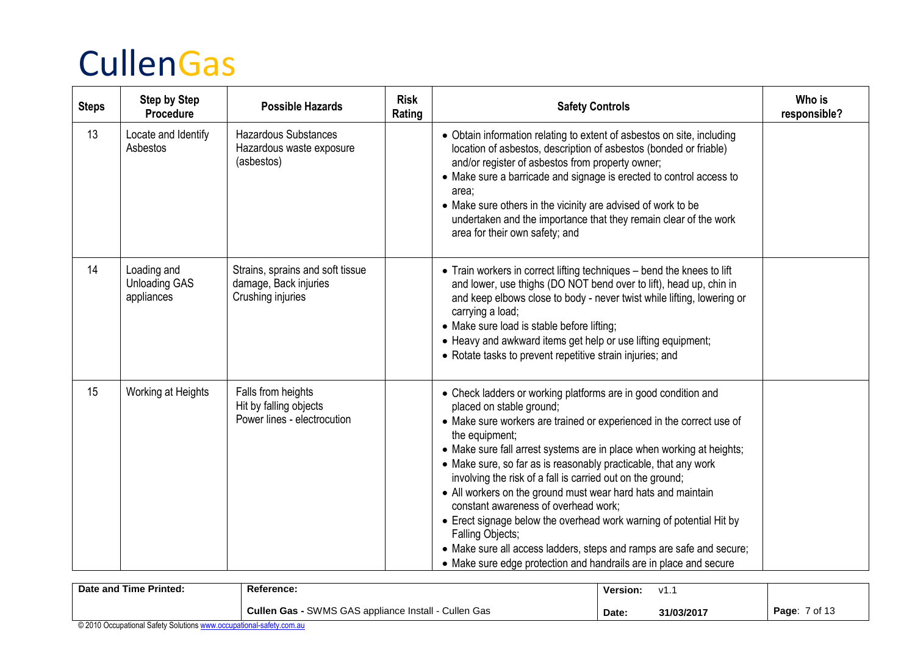# CullenGas

| Steps | Step by Step Procedure | Possible Hazards | Risk Rating | Safety Controls | Who is responsible? |
|---|---|---|---|---|---|
| 13 | Locate and Identify Asbestos | Hazardous Substances<br>Hazardous waste exposure (asbestos) | | • Obtain information relating to extent of asbestos on site, including location of asbestos, description of asbestos (bonded or friable) and/or register of asbestos from property owner;<br>• Make sure a barricade and signage is erected to control access to area;<br>• Make sure others in the vicinity are advised of work to be undertaken and the importance that they remain clear of the work area for their own safety; and | |
| 14 | Loading and Unloading GAS appliances | Strains, sprains and soft tissue damage, Back injuries<br>Crushing injuries | | • Train workers in correct lifting techniques – bend the knees to lift and lower, use thighs (DO NOT bend over to lift), head up, chin in and keep elbows close to body - never twist while lifting, lowering or carrying a load;<br>• Make sure load is stable before lifting;<br>• Heavy and awkward items get help or use lifting equipment;<br>• Rotate tasks to prevent repetitive strain injuries; and | |
| 15 | Working at Heights | Falls from heights<br>Hit by falling objects<br>Power lines - electrocution | | • Check ladders or working platforms are in good condition and placed on stable ground;<br>• Make sure workers are trained or experienced in the correct use of the equipment;<br>• Make sure fall arrest systems are in place when working at heights;<br>• Make sure, so far as is reasonably practicable, that any work involving the risk of a fall is carried out on the ground;<br>• All workers on the ground must wear hard hats and maintain constant awareness of overhead work;<br>• Erect signage below the overhead work warning of potential Hit by Falling Objects;<br>• Make sure all access ladders, steps and ramps are safe and secure;<br>• Make sure edge protection and handrails are in place and secure | |

| Date and Time Printed: | Reference: | Version: v1.1 | |
|---|---|---|---|
| | **Cullen Gas -** SWMS GAS appliance Install - Cullen Gas | **Date:** 31/03/2017 | |

© 2010 Occupational Safety Solutions www.occupational-safety.com.au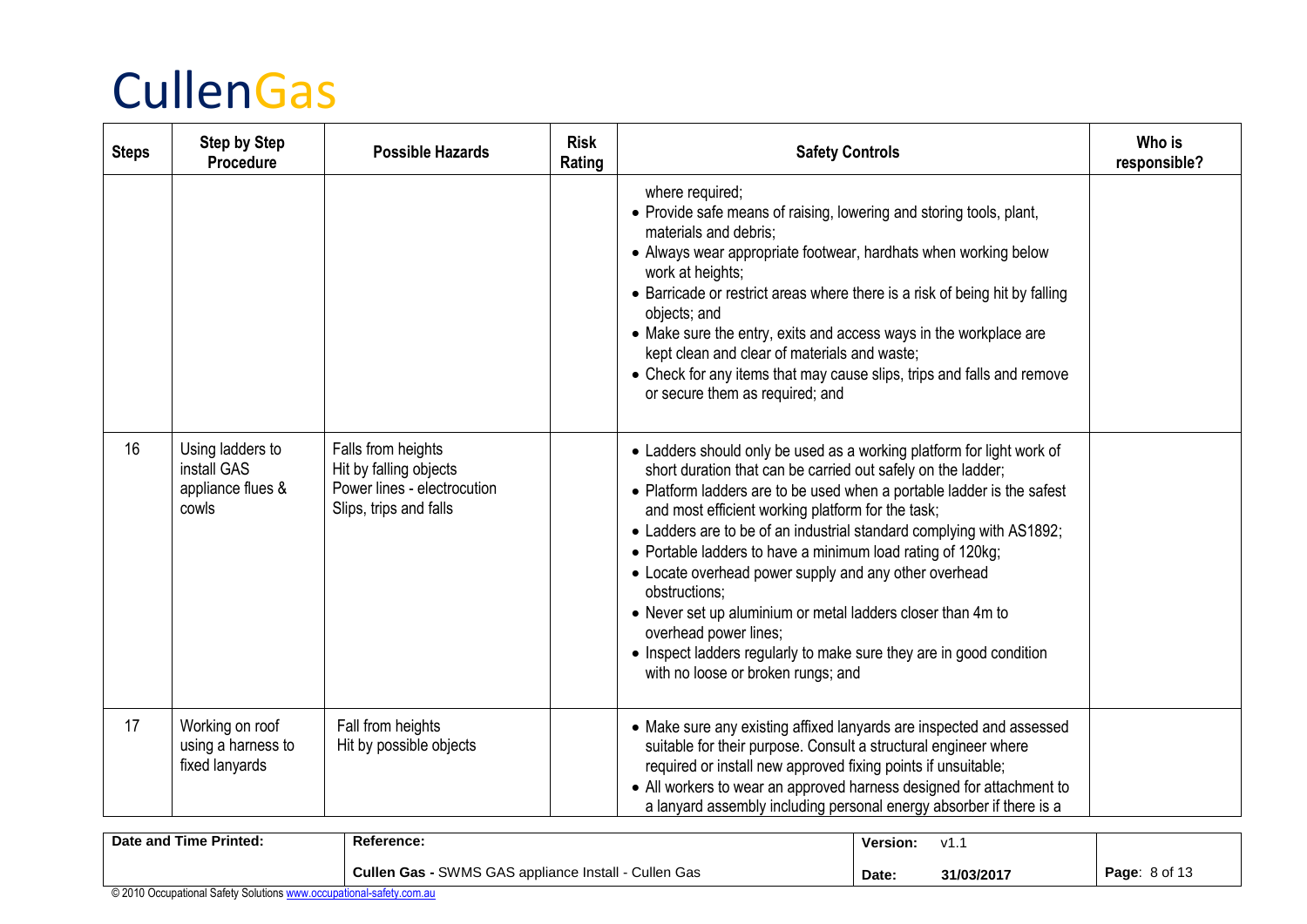# CullenGas

| Steps | Step by Step Procedure | Possible Hazards | Risk Rating | Safety Controls | Who is responsible? |
|---|---|---|---|---|---|
| | | | | where required;<br>• Provide safe means of raising, lowering and storing tools, plant, materials and debris;<br>• Always wear appropriate footwear, hardhats when working below work at heights;<br>• Barricade or restrict areas where there is a risk of being hit by falling objects; and<br>• Make sure the entry, exits and access ways in the workplace are kept clean and clear of materials and waste;<br>• Check for any items that may cause slips, trips and falls and remove or secure them as required; and | |
| 16 | Using ladders to install GAS appliance flues & cowls | Falls from heights<br>Hit by falling objects<br>Power lines - electrocution<br>Slips, trips and falls | | • Ladders should only be used as a working platform for light work of short duration that can be carried out safely on the ladder;<br>• Platform ladders are to be used when a portable ladder is the safest and most efficient working platform for the task;<br>• Ladders are to be of an industrial standard complying with AS1892;<br>• Portable ladders to have a minimum load rating of 120kg;<br>• Locate overhead power supply and any other overhead obstructions;<br>• Never set up aluminium or metal ladders closer than 4m to overhead power lines;<br>• Inspect ladders regularly to make sure they are in good condition with no loose or broken rungs; and | |
| 17 | Working on roof using a harness to fixed lanyards | Fall from heights<br>Hit by possible objects | | • Make sure any existing affixed lanyards are inspected and assessed suitable for their purpose. Consult a structural engineer where required or install new approved fixing points if unsuitable;<br>• All workers to wear an approved harness designed for attachment to a lanyard assembly including personal energy absorber if there is a | |

| Date and Time Printed: | Reference: | Version: v1.1 | |
|---|---|---|---|
| | **Cullen Gas -** SWMS GAS appliance Install - Cullen Gas | **Date:** 31/03/2017 | |

© 2010 Occupational Safety Solutions www.occupational-safety.com.au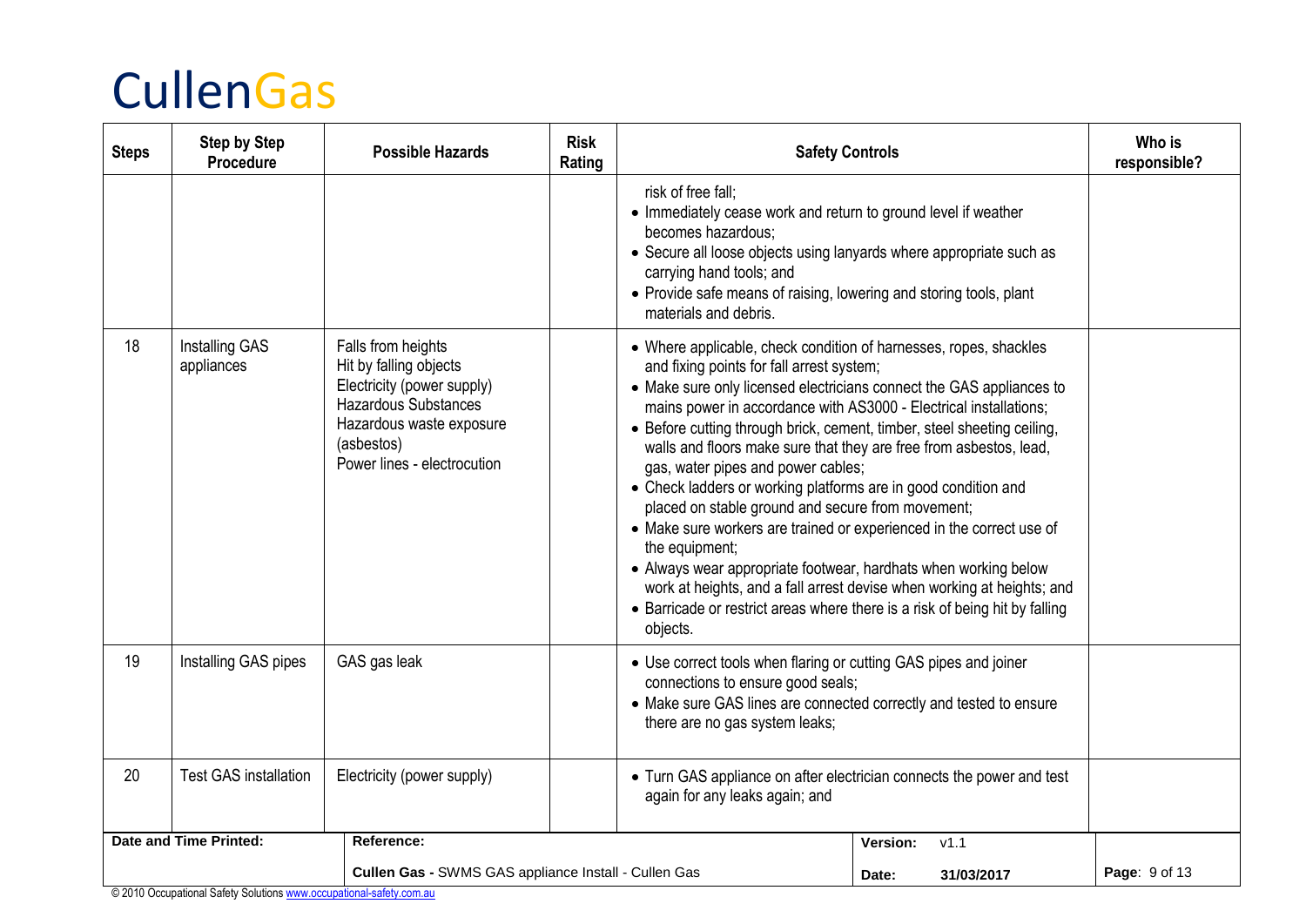# CullenGas

| Steps | Step by Step Procedure | Possible Hazards | Risk Rating | Safety Controls | Who is responsible? |
|---|---|---|---|---|---|
| | | | | risk of free fall;<br>• Immediately cease work and return to ground level if weather becomes hazardous;<br>• Secure all loose objects using lanyards where appropriate such as carrying hand tools; and<br>• Provide safe means of raising, lowering and storing tools, plant materials and debris. | |
| 18 | Installing GAS appliances | Falls from heights<br>Hit by falling objects<br>Electricity (power supply)<br>Hazardous Substances<br>Hazardous waste exposure (asbestos)<br>Power lines - electrocution | | • Where applicable, check condition of harnesses, ropes, shackles and fixing points for fall arrest system;<br>• Make sure only licensed electricians connect the GAS appliances to mains power in accordance with AS3000 - Electrical installations;<br>• Before cutting through brick, cement, timber, steel sheeting ceiling, walls and floors make sure that they are free from asbestos, lead, gas, water pipes and power cables;<br>• Check ladders or working platforms are in good condition and placed on stable ground and secure from movement;<br>• Make sure workers are trained or experienced in the correct use of the equipment;<br>• Always wear appropriate footwear, hardhats when working below work at heights, and a fall arrest devise when working at heights; and<br>• Barricade or restrict areas where there is a risk of being hit by falling objects. | |
| 19 | Installing GAS pipes | GAS gas leak | | • Use correct tools when flaring or cutting GAS pipes and joiner connections to ensure good seals;<br>• Make sure GAS lines are connected correctly and tested to ensure there are no gas system leaks; | |
| 20 | Test GAS installation | Electricity (power supply) | | • Turn GAS appliance on after electrician connects the power and test again for any leaks again; and | |

| Date and Time Printed: | Reference: | Version: v1.1 | |
|---|---|---|---|
| | **Cullen Gas -** SWMS GAS appliance Install - Cullen Gas | **Date:** **31/03/2017** | |

© 2010 Occupational Safety Solutions www.occupational-safety.com.au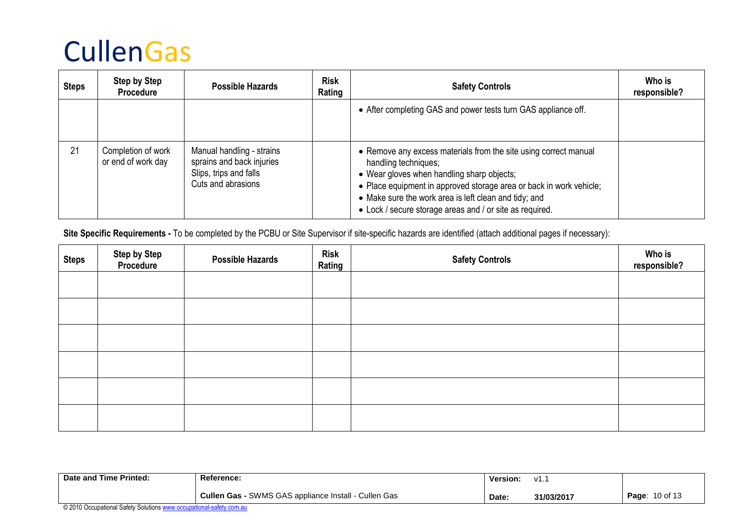# CullenGas

| Steps | Step by Step Procedure | Possible Hazards | Risk Rating | Safety Controls | Who is responsible? |
|---|---|---|---|---|---|
| | | | | • After completing GAS and power tests turn GAS appliance off. | |
| 21 | Completion of work or end of work day | Manual handling - strains sprains and back injuries<br>Slips, trips and falls<br>Cuts and abrasions | | • Remove any excess materials from the site using correct manual handling techniques;<br>• Wear gloves when handling sharp objects;<br>• Place equipment in approved storage area or back in work vehicle;<br>• Make sure the work area is left clean and tidy; and<br>• Lock / secure storage areas and / or site as required. | |

**Site Specific Requirements -** To be completed by the PCBU or Site Supervisor if site-specific hazards are identified (attach additional pages if necessary):

| Steps | Step by Step Procedure | Possible Hazards | Risk Rating | Safety Controls | Who is responsible? |
|---|---|---|---|---|---|
| | | | | | |
| | | | | | |
| | | | | | |
| | | | | | |
| | | | | | |
| | | | | | |

| Date and Time Printed: | Reference: | Version: v1.1 | |
|---|---|---|---|
| | **Cullen Gas -** SWMS GAS appliance Install - Cullen Gas | **Date:** **31/03/2017** | |

© 2010 Occupational Safety Solutions www.occupational-safety.com.au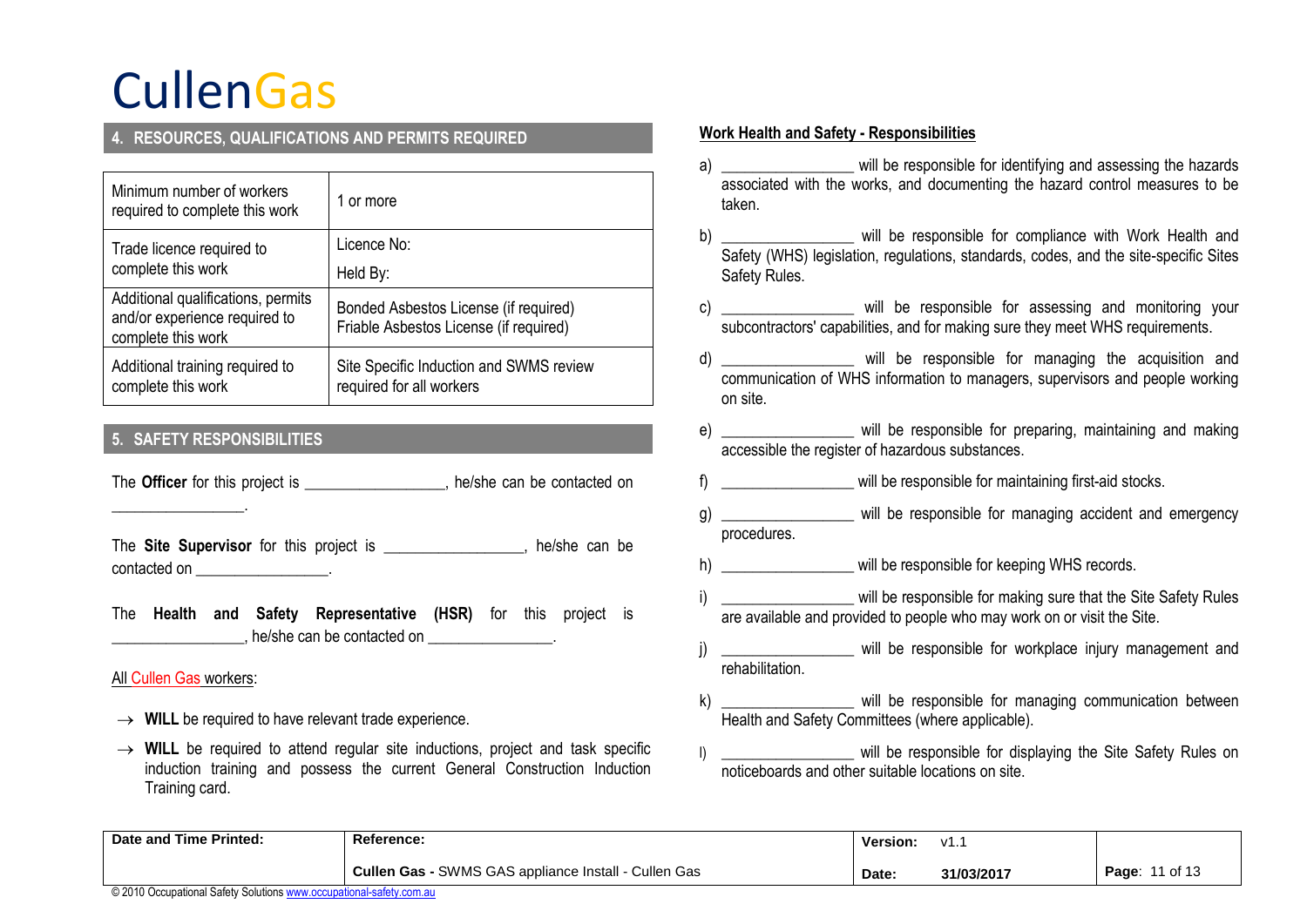# CullenGas

## 4. RESOURCES, QUALIFICATIONS AND PERMITS REQUIRED

| | |
|---|---|
| Minimum number of workers required to complete this work | 1 or more |
| Trade licence required to complete this work | Licence No:<br>Held By: |
| Additional qualifications, permits and/or experience required to complete this work | Bonded Asbestos License (if required)<br>Friable Asbestos License (if required) |
| Additional training required to complete this work | Site Specific Induction and SWMS review required for all workers |

## 5. SAFETY RESPONSIBILITIES

The **Officer** for this project is ________________, he/she can be contacted on ________________.

The **Site Supervisor** for this project is ________________, he/she can be contacted on ________________.

The **Health and Safety Representative (HSR)** for this project is ________________, he/she can be contacted on _______________.

All Cullen Gas workers:

- → **WILL** be required to have relevant trade experience.
- → **WILL** be required to attend regular site inductions, project and task specific induction training and possess the current General Construction Induction Training card.

**Work Health and Safety - Responsibilities**

a) ________________ will be responsible for identifying and assessing the hazards associated with the works, and documenting the hazard control measures to be taken.

b) ________________ will be responsible for compliance with Work Health and Safety (WHS) legislation, regulations, standards, codes, and the site-specific Sites Safety Rules.

c) ________________ will be responsible for assessing and monitoring your subcontractors' capabilities, and for making sure they meet WHS requirements.

d) ________________ will be responsible for managing the acquisition and communication of WHS information to managers, supervisors and people working on site.

e) ________________ will be responsible for preparing, maintaining and making accessible the register of hazardous substances.

f) ________________ will be responsible for maintaining first-aid stocks.

g) ________________ will be responsible for managing accident and emergency procedures.

h) ________________ will be responsible for keeping WHS records.

i) ________________ will be responsible for making sure that the Site Safety Rules are available and provided to people who may work on or visit the Site.

j) ________________ will be responsible for workplace injury management and rehabilitation.

k) ________________ will be responsible for managing communication between Health and Safety Committees (where applicable).

l) ________________ will be responsible for displaying the Site Safety Rules on noticeboards and other suitable locations on site.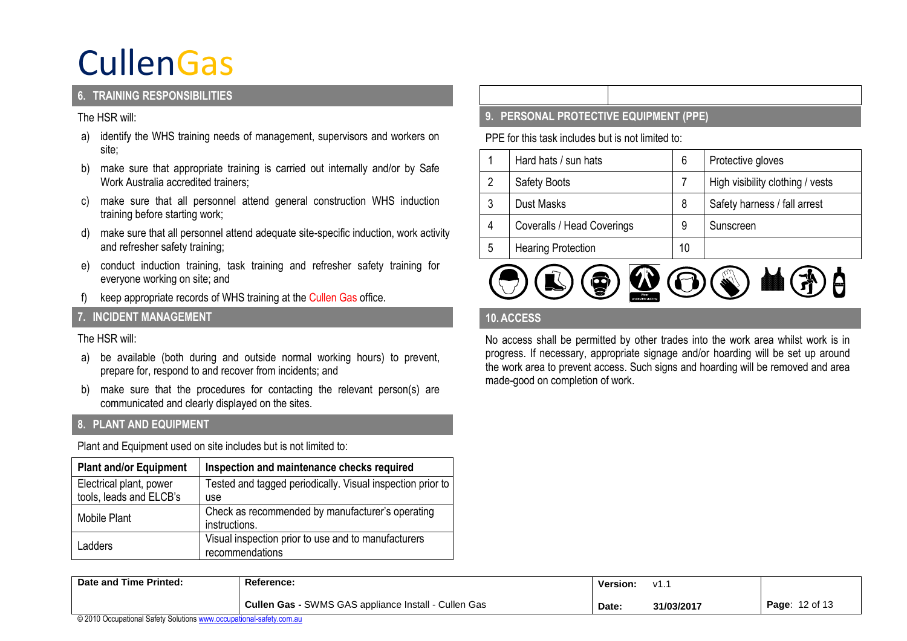# CullenGas

## 6. TRAINING RESPONSIBILITIES

The HSR will:

a) identify the WHS training needs of management, supervisors and workers on site;

b) make sure that appropriate training is carried out internally and/or by Safe Work Australia accredited trainers;

c) make sure that all personnel attend general construction WHS induction training before starting work;

d) make sure that all personnel attend adequate site-specific induction, work activity and refresher safety training;

e) conduct induction training, task training and refresher safety training for everyone working on site; and

f) keep appropriate records of WHS training at the Cullen Gas office.

## 7. INCIDENT MANAGEMENT

The HSR will:

a) be available (both during and outside normal working hours) to prevent, prepare for, respond to and recover from incidents; and

b) make sure that the procedures for contacting the relevant person(s) are communicated and clearly displayed on the sites.

## 8. PLANT AND EQUIPMENT

Plant and Equipment used on site includes but is not limited to:

| Plant and/or Equipment | Inspection and maintenance checks required |
|---|---|
| Electrical plant, power tools, leads and ELCB's | Tested and tagged periodically. Visual inspection prior to use |
| Mobile Plant | Check as recommended by manufacturer's operating instructions. |
| Ladders | Visual inspection prior to use and to manufacturers recommendations |

## 9. PERSONAL PROTECTIVE EQUIPMENT (PPE)

PPE for this task includes but is not limited to:

| | | | |
|---|---|---|---|
| 1 | Hard hats / sun hats | 6 | Protective gloves |
| 2 | Safety Boots | 7 | High visibility clothing / vests |
| 3 | Dust Masks | 8 | Safety harness / fall arrest |
| 4 | Coveralls / Head Coverings | 9 | Sunscreen |
| 5 | Hearing Protection | 10 | |

## 10. ACCESS

No access shall be permitted by other trades into the work area whilst work is in progress. If necessary, appropriate signage and/or hoarding will be set up around the work area to prevent access. Such signs and hoarding will be removed and area made-good on completion of work.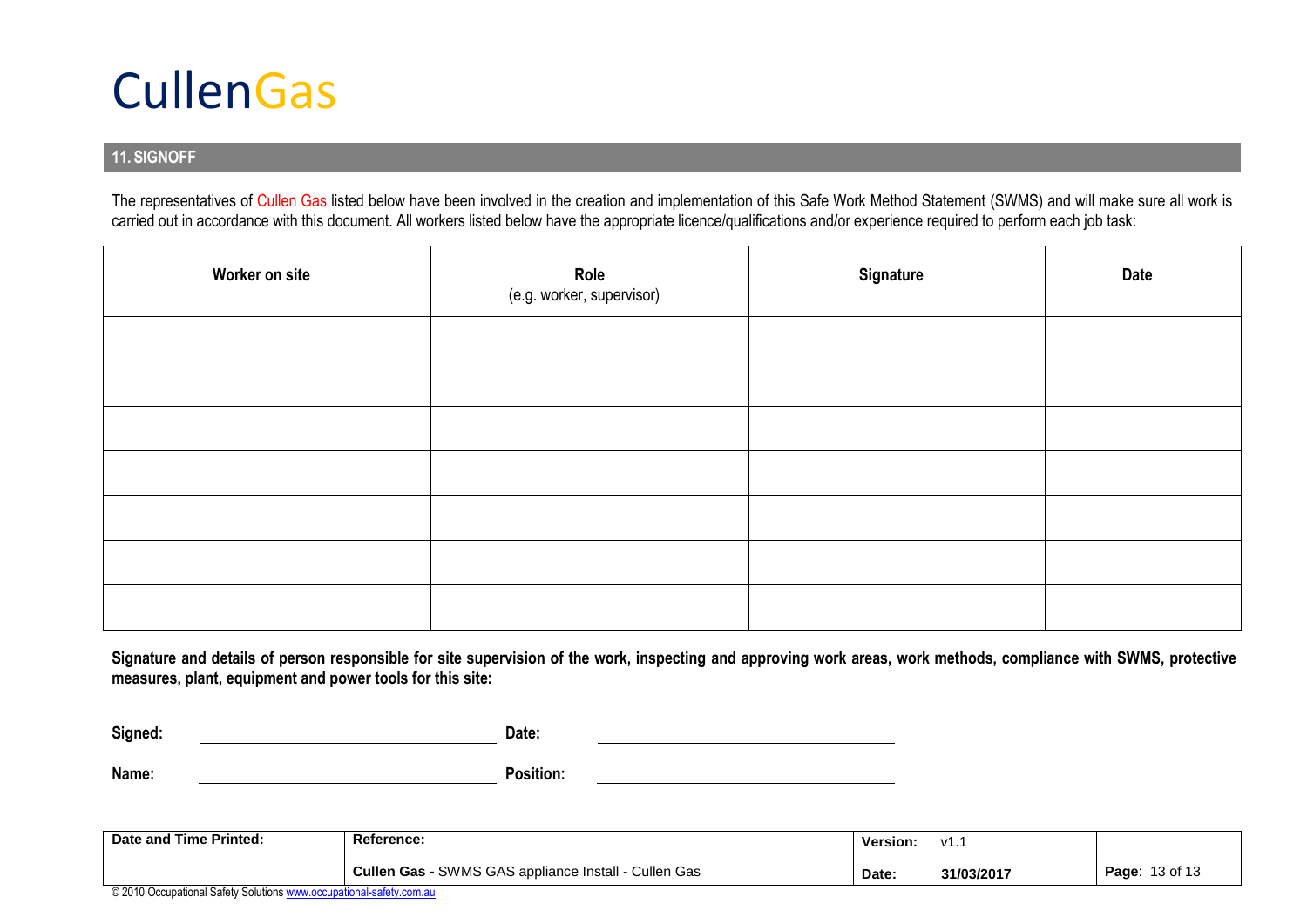CullenGas

## 11. SIGNOFF

The representatives of Cullen Gas listed below have been involved in the creation and implementation of this Safe Work Method Statement (SWMS) and will make sure all work is carried out in accordance with this document. All workers listed below have the appropriate licence/qualifications and/or experience required to perform each job task:

| Worker on site | Role (e.g. worker, supervisor) | Signature | Date |
|---|---|---|---|
| | | | |
| | | | |
| | | | |
| | | | |
| | | | |
| | | | |
| | | | |

**Signature and details of person responsible for site supervision of the work, inspecting and approving work areas, work methods, compliance with SWMS, protective measures, plant, equipment and power tools for this site:**

**Signed:** ______________________ **Date:** ______________________

**Name:** ______________________ **Position:** ______________________

| Date and Time Printed: | Reference: | Version: v1.1 | |
|---|---|---|---|
| | **Cullen Gas -** SWMS GAS appliance Install - Cullen Gas | **Date:** **31/03/2017** | |

© 2010 Occupational Safety Solutions www.occupational-safety.com.au